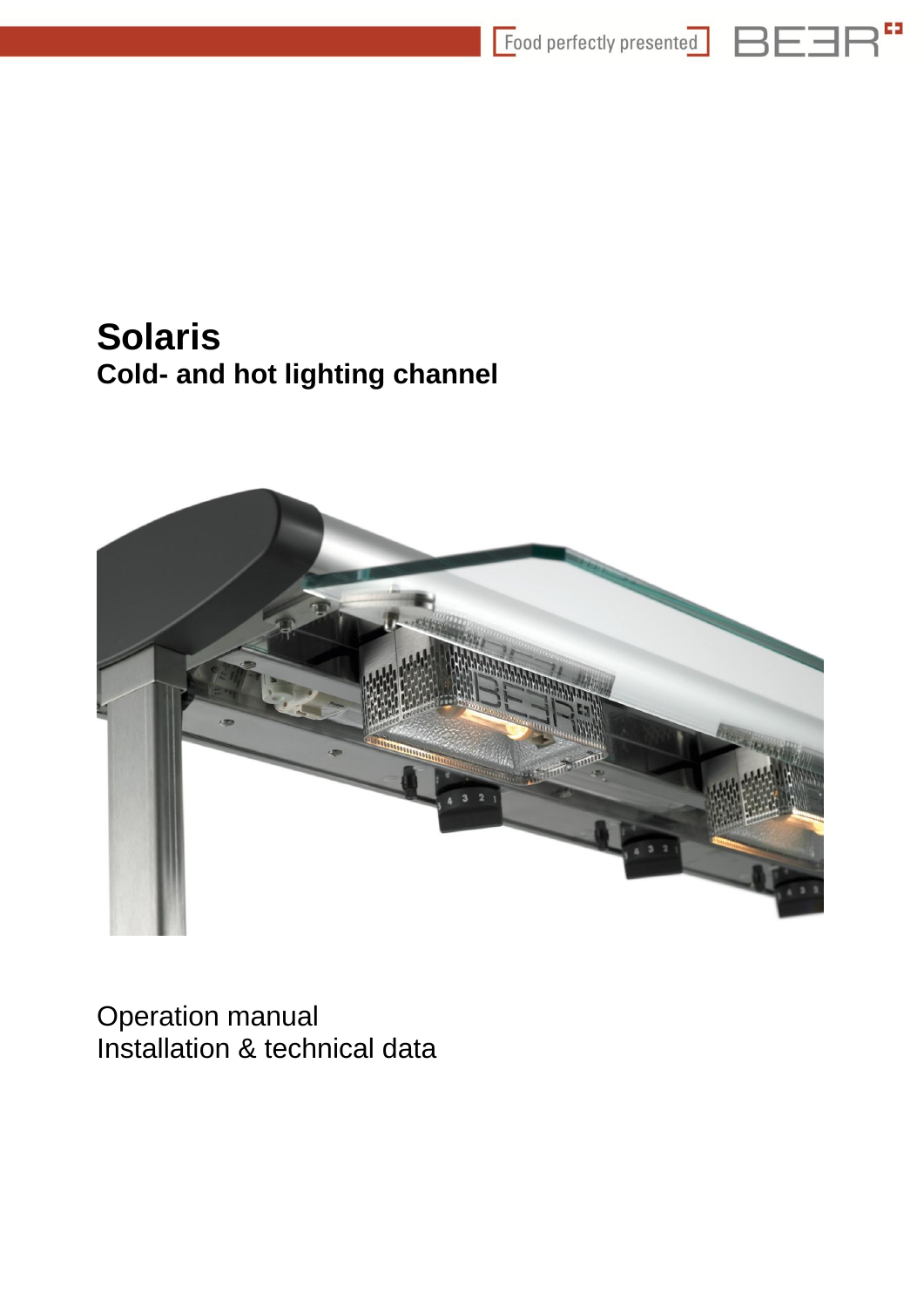# Solaris

## Cold- and hot lighting channel

Operation manual
Installation & technical data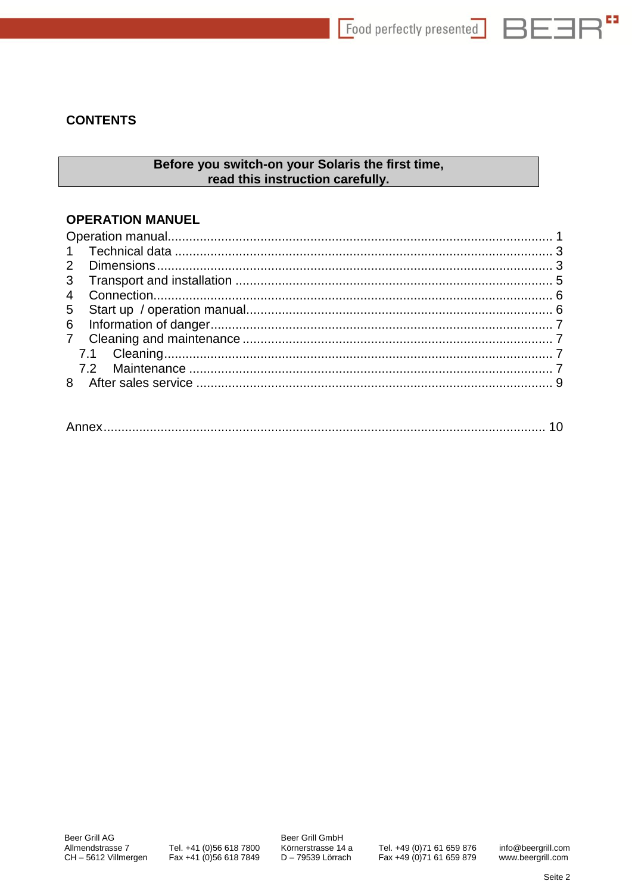# CONTENTS

**Before you switch-on your Solaris the first time,**
**read this instruction carefully.**

## OPERATION MANUEL

Operation manual........................................................................................................... 1
1 Technical data ......................................................................................................... 3
2 Dimensions.............................................................................................................. 3
3 Transport and installation ........................................................................................ 5
4 Connection............................................................................................................... 6
5 Start up / operation manual..................................................................................... 6
6 Information of danger............................................................................................... 7
7 Cleaning and maintenance ...................................................................................... 7
  7.1 Cleaning............................................................................................................ 7
  7.2 Maintenance ..................................................................................................... 7
8 After sales service ................................................................................................... 9

Annex........................................................................................................................... 10

Beer Grill AG
Allmendstrasse 7
CH – 5612 Villmergen
Tel. +41 (0)56 618 7800
Fax +41 (0)56 618 7849

Beer Grill GmbH
Körnerstrasse 14 a
D – 79539 Lörrach
Tel. +49 (0)71 61 659 876
Fax +49 (0)71 61 659 879

info@beergrill.com
www.beergrill.com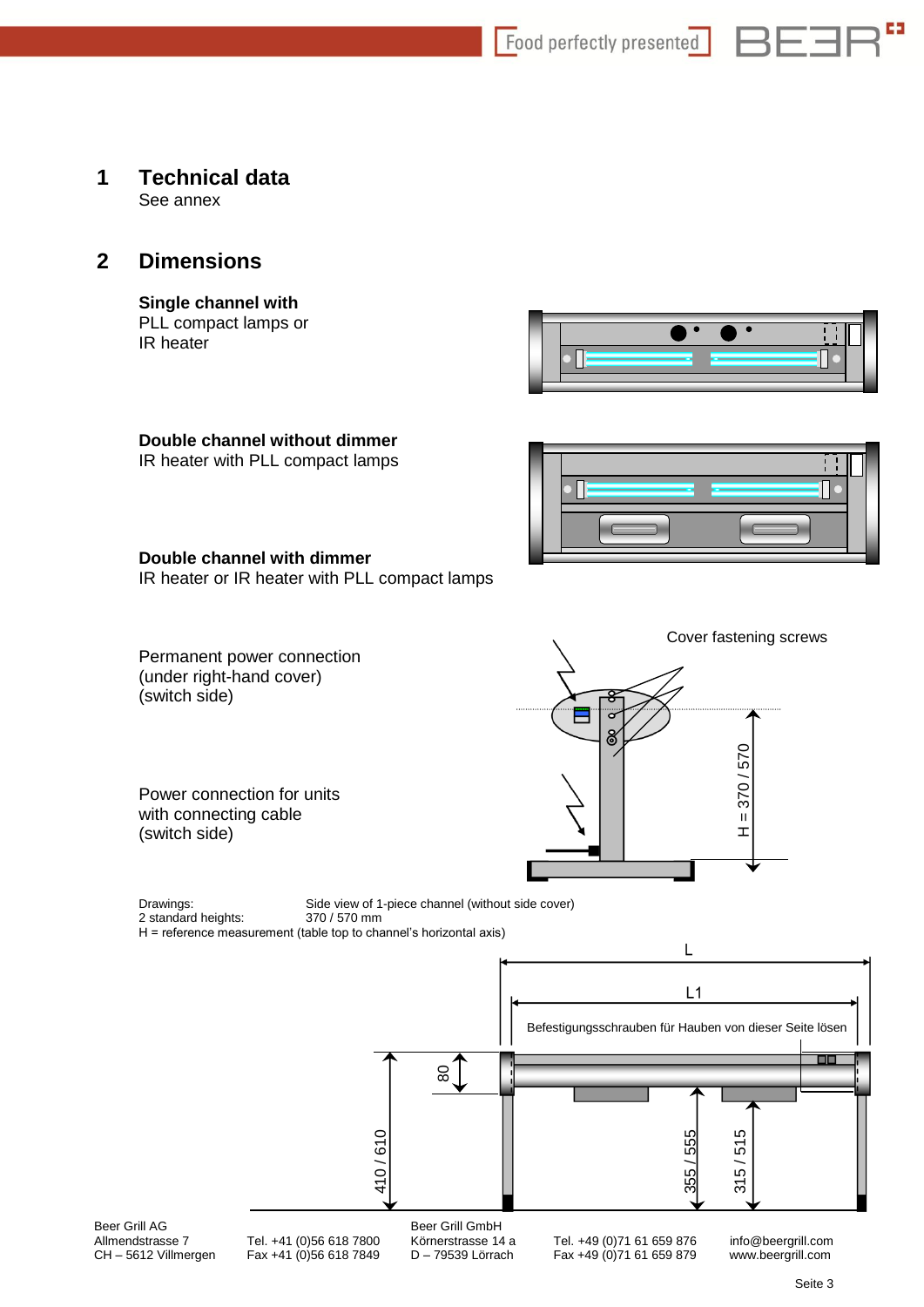# 1 Technical data

See annex

# 2 Dimensions

**Single channel with**
PLL compact lamps or
IR heater

**Double channel without dimmer**
IR heater with PLL compact lamps

**Double channel with dimmer**
IR heater or IR heater with PLL compact lamps

Cover fastening screws

Permanent power connection
(under right-hand cover)
(switch side)

Power connection for units
with connecting cable
(switch side)

H = 370 / 570

Drawings: Side view of 1-piece channel (without side cover)
2 standard heights: 370 / 570 mm
H = reference measurement (table top to channel's horizontal axis)

L

L1

Befestigungsschrauben für Hauben von dieser Seite lösen

80

410 / 610

355 / 555

315 / 515

Beer Grill AG
Allmendstrasse 7
CH – 5612 Villmergen

Tel. +41 (0)56 618 7800
Fax +41 (0)56 618 7849

Beer Grill GmbH
Körnerstrasse 14 a
D – 79539 Lörrach

Tel. +49 (0)71 61 659 876
Fax +49 (0)71 61 659 879

info@beergrill.com
www.beergrill.com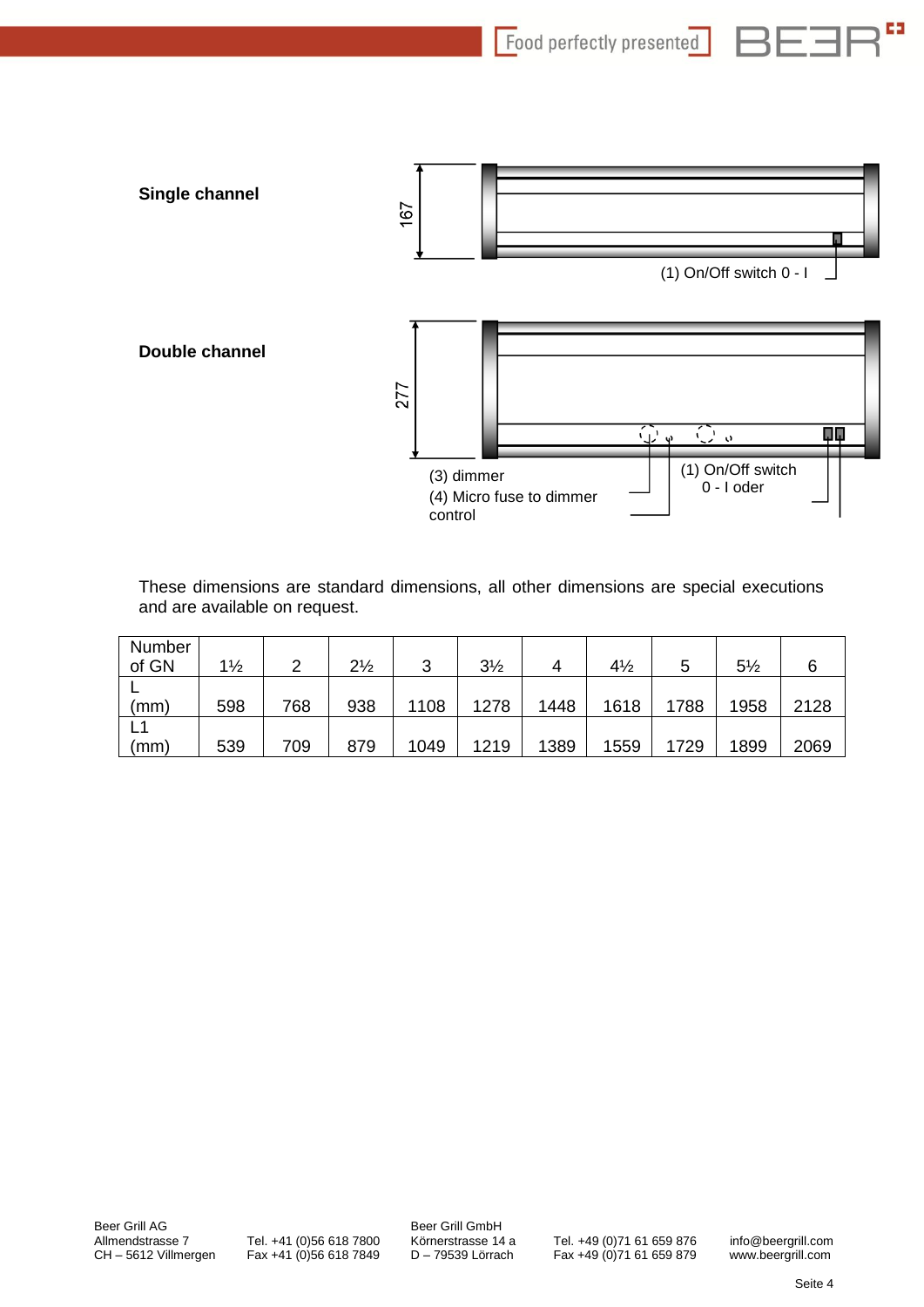**Single channel**

167

(1) On/Off switch 0 - I

**Double channel**

277

(3) dimmer

(4) Micro fuse to dimmer control

(1) On/Off switch 0 - I oder

These dimensions are standard dimensions, all other dimensions are special executions and are available on request.

| Number of GN | 1½ | 2 | 2½ | 3 | 3½ | 4 | 4½ | 5 | 5½ | 6 |
|---|---|---|---|---|---|---|---|---|---|---|
| L (mm) | 598 | 768 | 938 | 1108 | 1278 | 1448 | 1618 | 1788 | 1958 | 2128 |
| L1 (mm) | 539 | 709 | 879 | 1049 | 1219 | 1389 | 1559 | 1729 | 1899 | 2069 |

Beer Grill AG
Allmendstrasse 7
CH – 5612 Villmergen

Tel. +41 (0)56 618 7800
Fax +41 (0)56 618 7849

Beer Grill GmbH
Körnerstrasse 14 a
D – 79539 Lörrach

Tel. +49 (0)71 61 659 876
Fax +49 (0)71 61 659 879

info@beergrill.com
www.beergrill.com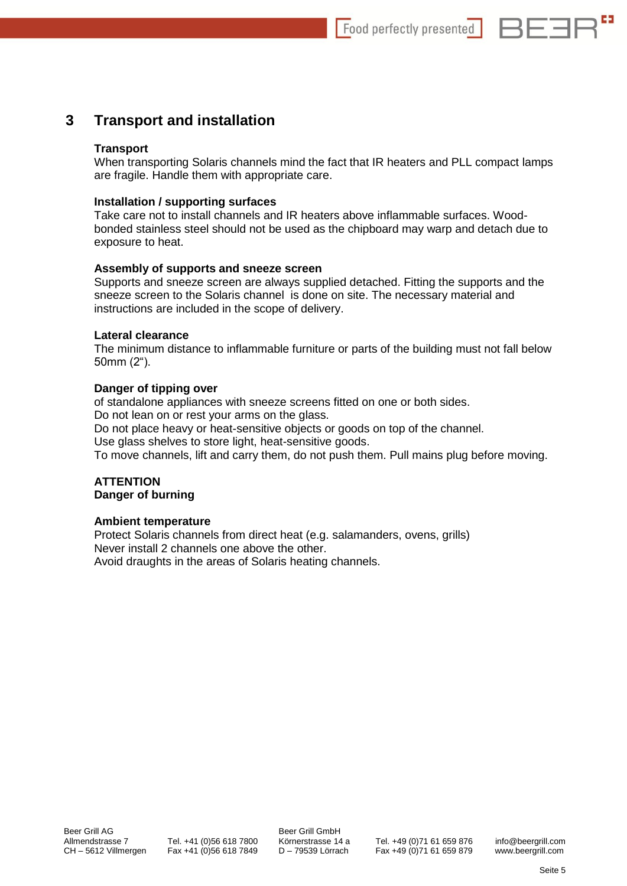# 3 Transport and installation

**Transport**
When transporting Solaris channels mind the fact that IR heaters and PLL compact lamps are fragile. Handle them with appropriate care.

**Installation / supporting surfaces**
Take care not to install channels and IR heaters above inflammable surfaces. Wood-bonded stainless steel should not be used as the chipboard may warp and detach due to exposure to heat.

**Assembly of supports and sneeze screen**
Supports and sneeze screen are always supplied detached. Fitting the supports and the sneeze screen to the Solaris channel is done on site. The necessary material and instructions are included in the scope of delivery.

**Lateral clearance**
The minimum distance to inflammable furniture or parts of the building must not fall below 50mm (2").

**Danger of tipping over**
of standalone appliances with sneeze screens fitted on one or both sides.
Do not lean on or rest your arms on the glass.
Do not place heavy or heat-sensitive objects or goods on top of the channel.
Use glass shelves to store light, heat-sensitive goods.
To move channels, lift and carry them, do not push them. Pull mains plug before moving.

**ATTENTION**
**Danger of burning**

**Ambient temperature**
Protect Solaris channels from direct heat (e.g. salamanders, ovens, grills)
Never install 2 channels one above the other.
Avoid draughts in the areas of Solaris heating channels.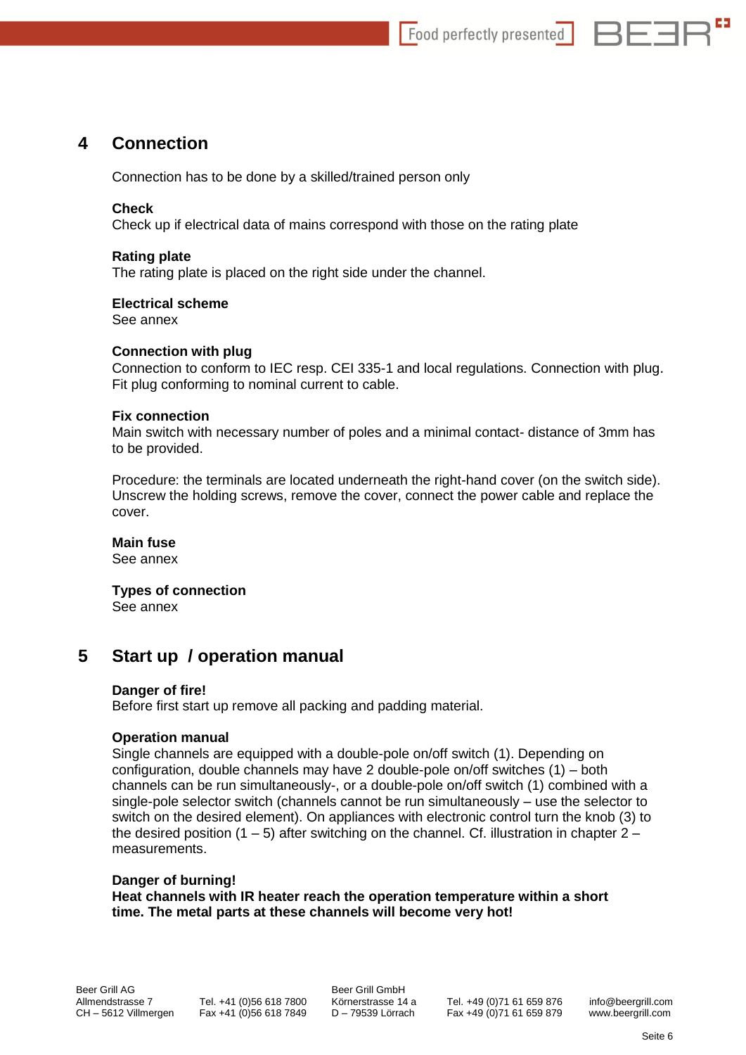## 4 Connection

Connection has to be done by a skilled/trained person only

**Check**
Check up if electrical data of mains correspond with those on the rating plate

**Rating plate**
The rating plate is placed on the right side under the channel.

**Electrical scheme**
See annex

**Connection with plug**
Connection to conform to IEC resp. CEI 335-1 and local regulations. Connection with plug. Fit plug conforming to nominal current to cable.

**Fix connection**
Main switch with necessary number of poles and a minimal contact- distance of 3mm has to be provided.

Procedure: the terminals are located underneath the right-hand cover (on the switch side). Unscrew the holding screws, remove the cover, connect the power cable and replace the cover.

**Main fuse**
See annex

**Types of connection**
See annex

## 5 Start up / operation manual

**Danger of fire!**
Before first start up remove all packing and padding material.

**Operation manual**
Single channels are equipped with a double-pole on/off switch (1). Depending on configuration, double channels may have 2 double-pole on/off switches (1) – both channels can be run simultaneously-, or a double-pole on/off switch (1) combined with a single-pole selector switch (channels cannot be run simultaneously – use the selector to switch on the desired element). On appliances with electronic control turn the knob (3) to the desired position (1 – 5) after switching on the channel. Cf. illustration in chapter 2 – measurements.

**Danger of burning!**
**Heat channels with IR heater reach the operation temperature within a short time. The metal parts at these channels will become very hot!**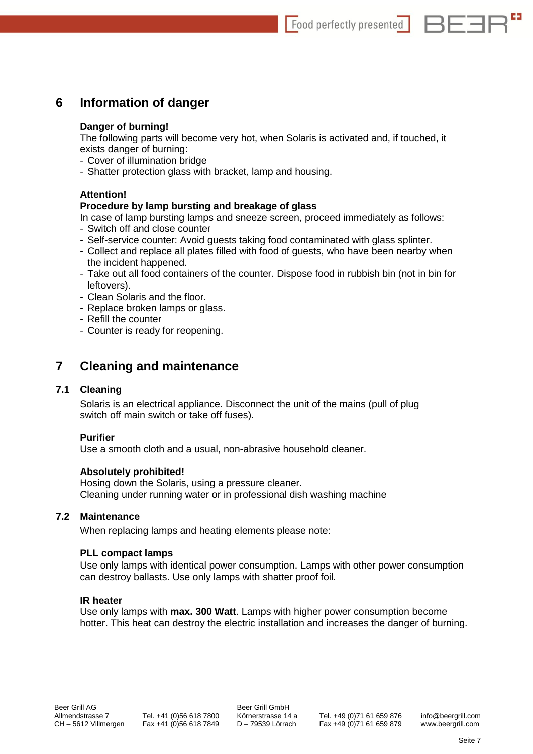# 6 Information of danger

**Danger of burning!**
The following parts will become very hot, when Solaris is activated and, if touched, it exists danger of burning:
- Cover of illumination bridge
- Shatter protection glass with bracket, lamp and housing.

**Attention!**
**Procedure by lamp bursting and breakage of glass**
In case of lamp bursting lamps and sneeze screen, proceed immediately as follows:
- Switch off and close counter
- Self-service counter: Avoid guests taking food contaminated with glass splinter.
- Collect and replace all plates filled with food of guests, who have been nearby when the incident happened.
- Take out all food containers of the counter. Dispose food in rubbish bin (not in bin for leftovers).
- Clean Solaris and the floor.
- Replace broken lamps or glass.
- Refill the counter
- Counter is ready for reopening.

# 7 Cleaning and maintenance

## 7.1 Cleaning

Solaris is an electrical appliance. Disconnect the unit of the mains (pull of plug switch off main switch or take off fuses).

**Purifier**
Use a smooth cloth and a usual, non-abrasive household cleaner.

**Absolutely prohibited!**
Hosing down the Solaris, using a pressure cleaner.
Cleaning under running water or in professional dish washing machine

## 7.2 Maintenance

When replacing lamps and heating elements please note:

**PLL compact lamps**
Use only lamps with identical power consumption. Lamps with other power consumption can destroy ballasts. Use only lamps with shatter proof foil.

**IR heater**
Use only lamps with **max. 300 Watt**. Lamps with higher power consumption become hotter. This heat can destroy the electric installation and increases the danger of burning.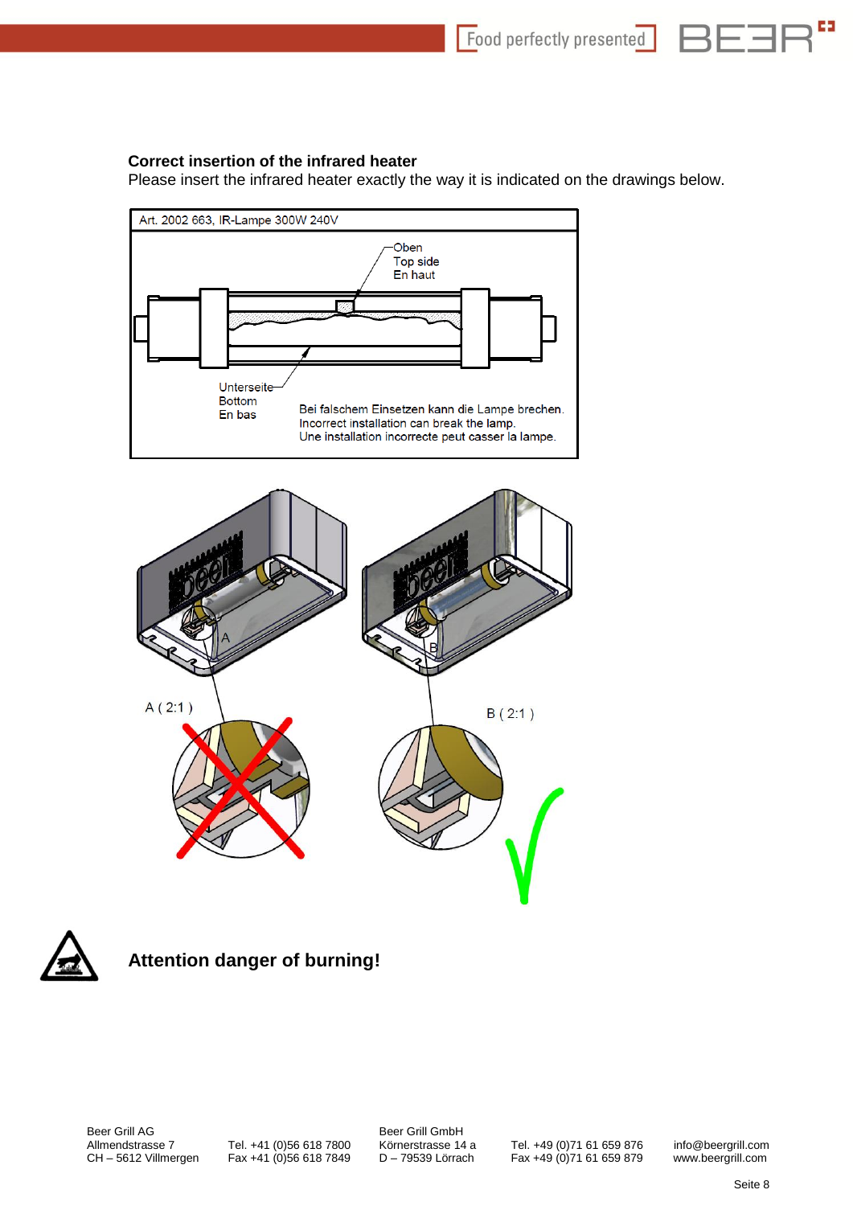**Correct insertion of the infrared heater**
Please insert the infrared heater exactly the way it is indicated on the drawings below.

Art. 2002 663, IR-Lampe 300W 240V

Oben
Top side
En haut

Unterseite
Bottom
En bas

Bei falschem Einsetzen kann die Lampe brechen.
Incorrect installation can break the lamp.
Une installation incorrecte peut casser la lampe.

A ( 2:1 )

B ( 2:1 )

**Attention danger of burning!**

Beer Grill AG
Allmendstrasse 7
CH – 5612 Villmergen

Tel. +41 (0)56 618 7800
Fax +41 (0)56 618 7849

Beer Grill GmbH
Körnerstrasse 14 a
D – 79539 Lörrach

Tel. +49 (0)71 61 659 876
Fax +49 (0)71 61 659 879

info@beergrill.com
www.beergrill.com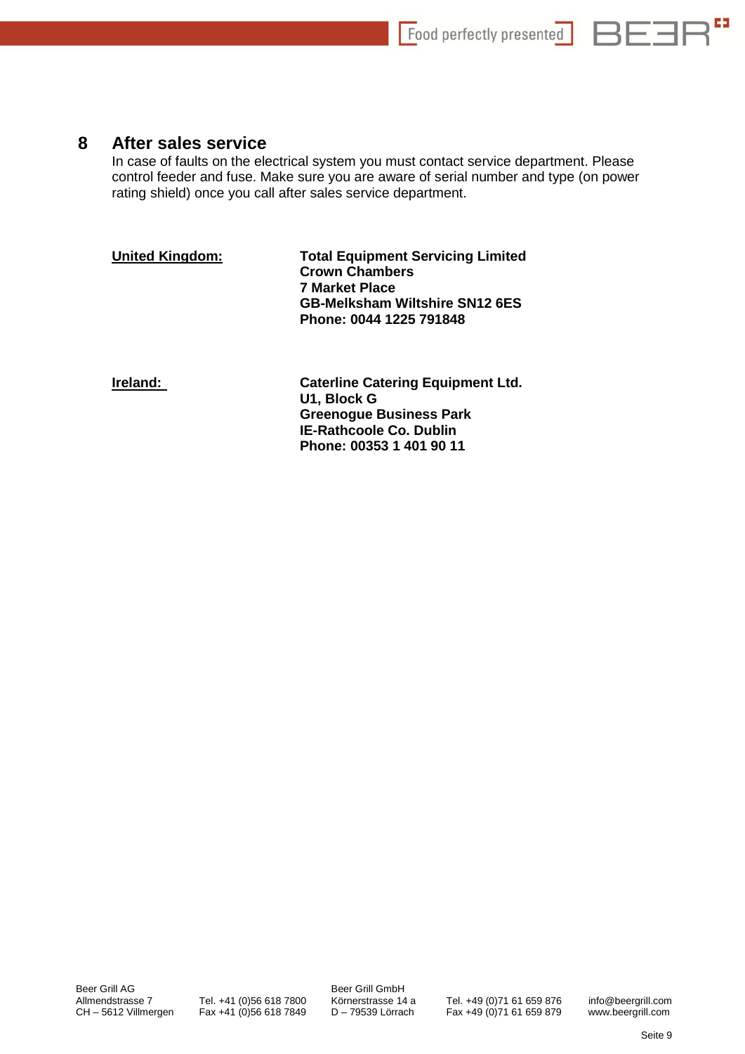## 8 After sales service

In case of faults on the electrical system you must contact service department. Please control feeder and fuse. Make sure you are aware of serial number and type (on power rating shield) once you call after sales service department.

**United Kingdom:**

**Total Equipment Servicing Limited**
**Crown Chambers**
**7 Market Place**
**GB-Melksham Wiltshire SN12 6ES**
**Phone: 0044 1225 791848**

**Ireland:**

**Caterline Catering Equipment Ltd.**
**U1, Block G**
**Greenogue Business Park**
**IE-Rathcoole Co. Dublin**
**Phone: 00353 1 401 90 11**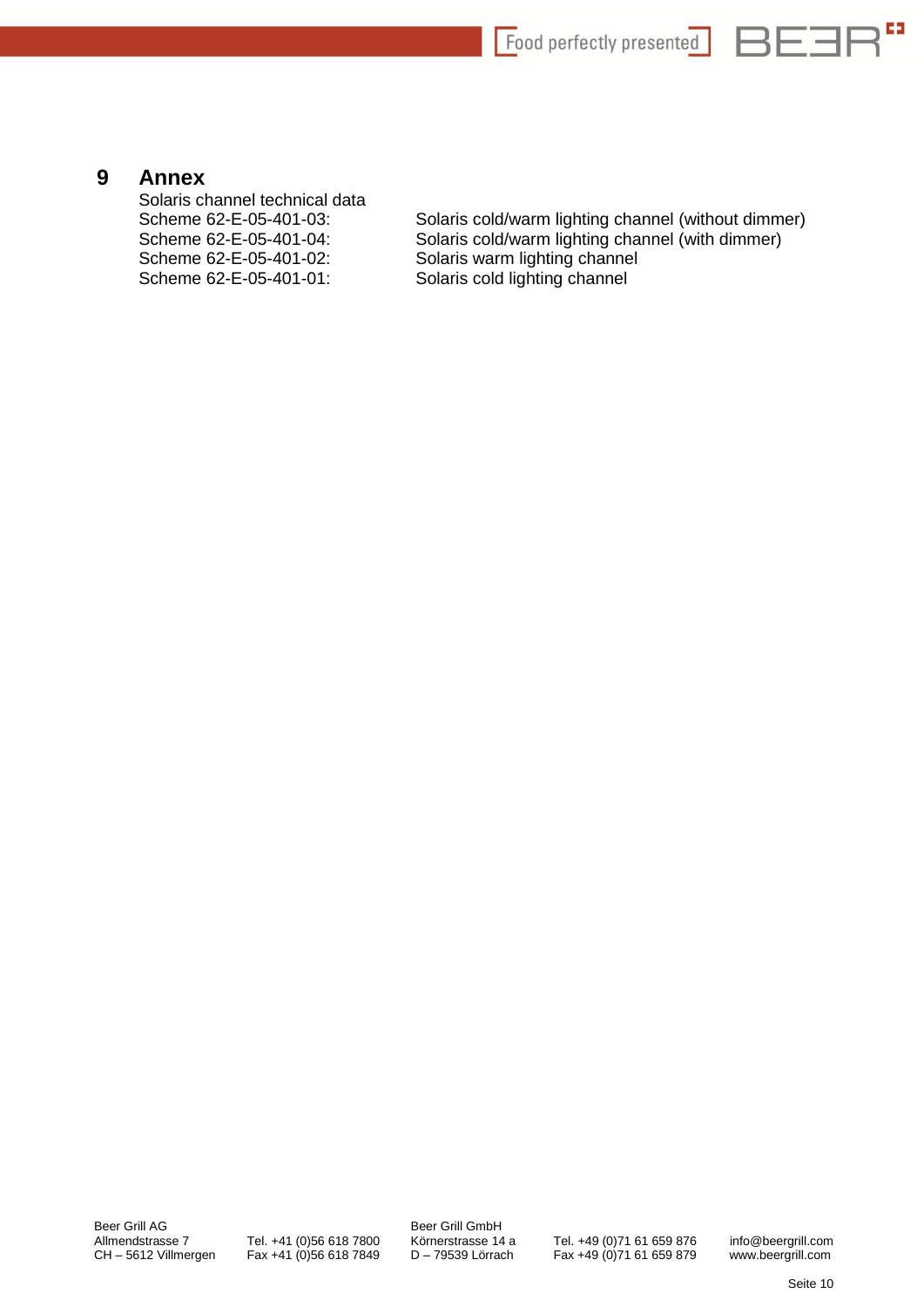# 9 Annex

Solaris channel technical data

| | |
|---|---|
| Scheme 62-E-05-401-03: | Solaris cold/warm lighting channel (without dimmer) |
| Scheme 62-E-05-401-04: | Solaris cold/warm lighting channel (with dimmer) |
| Scheme 62-E-05-401-02: | Solaris warm lighting channel |
| Scheme 62-E-05-401-01: | Solaris cold lighting channel |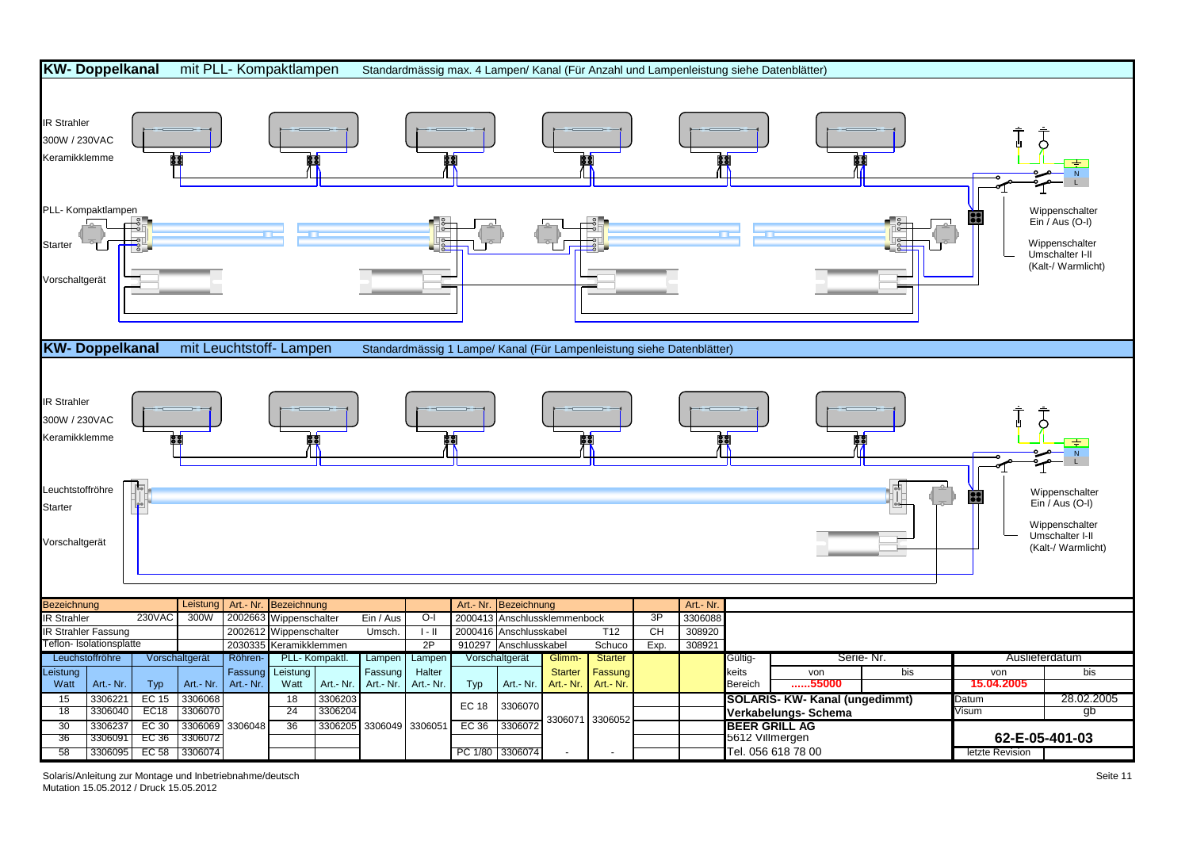## KW- Doppelkanal mit PLL- Kompaktlampen

Standardmässig max. 4 Lampen/ Kanal (Für Anzahl und Lampenleistung siehe Datenblätter)

IR Strahler
300W / 230VAC
Keramikklemme

PLL- Kompaktlampen

Starter

Vorschaltgerät

Wippenschalter Ein / Aus (O-I)

Wippenschalter Umschalter I-II (Kalt-/ Warmlicht)

N
L

## KW- Doppelkanal mit Leuchtstoff- Lampen

Standardmässig 1 Lampe/ Kanal (Für Lampenleistung siehe Datenblätter)

IR Strahler
300W / 230VAC
Keramikklemme

Leuchtstoffröhre

Starter

Vorschaltgerät

Wippenschalter Ein / Aus (O-I)

Wippenschalter Umschalter I-II (Kalt-/ Warmlicht)

N
L

| Bezeichnung | | Leistung | Art.- Nr. | Bezeichnung | | | Art.- Nr. | Bezeichnung | | Art.- Nr. |
|---|---|---|---|---|---|---|---|---|---|---|
| IR Strahler | 230VAC | 300W | 2002663 | Wippenschalter | Ein / Aus | O-I | 2000413 | Anschlussklemmenbock | 3P | 3306088 |
| IR Strahler Fassung | | | 2002612 | Wippenschalter | Umsch. | I - II | 2000416 | Anschlusskabel T12 | CH | 308920 |
| Teflon- Isolationsplatte | | | 2030335 | Keramikklemmen | | 2P | 910297 | Anschlusskabel Schuco | Exp. | 308921 |

| Leuchtstoffröhre | | Vorschaltgerät | | Röhren- Fassung | PLL- Kompaktl. | | Lampen Fassung | Lampen Halter | Vorschaltgerät | | Glimm- Starter | Starter Fassung |
|---|---|---|---|---|---|---|---|---|---|---|---|---|
| Leistung Watt | Art.- Nr. | Typ | Art.- Nr. | Art.- Nr. | Leistung Watt | Art.- Nr. | Art.- Nr. | Art.- Nr. | Typ | Art.- Nr. | Art.- Nr. | Art.- Nr. |
| 15 | 3306221 | EC 15 | 3306068 | | 18 | 3306203 | | | EC 18 | 3306070 | | |
| 18 | 3306040 | EC18 | 3306070 | | 24 | 3306204 | | | | | 3306071 | 3306052 |
| 30 | 3306237 | EC 30 | 3306069 | 3306048 | 36 | 3306205 | 3306049 | 3306051 | EC 36 | 3306072 | | |
| 36 | 3306091 | EC 36 | 3306072 | | | | | | | | | |
| 58 | 3306095 | EC 58 | 3306074 | | | | | | PC 1/80 | 3306074 | - | - |

| Gültigkeits Bereich | Serie- Nr. von | bis | Auslieferdatum von | bis |
|---|---|---|---|---|
| | ......55000 | | 15.04.2005 | |

**SOLARIS- KW- Kanal (ungedimmt)**
**Verkabelungs- Schema**

Datum: 28.02.2005
Visum: gb

**BEER GRILL AG**
5612 Villmergen
Tel. 056 618 78 00

**62-E-05-401-03**

letzte Revision

Solaris/Anleitung zur Montage und Inbetriebnahme/deutsch
Mutation 15.05.2012 / Druck 15.05.2012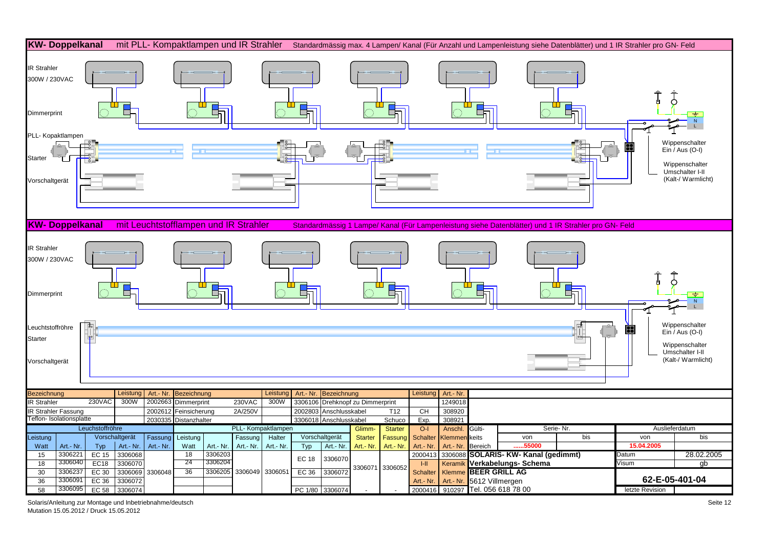## KW- Doppelkanal mit PLL- Kompaktlampen und IR Strahler

Standardmässig max. 4 Lampen/ Kanal (Für Anzahl und Lampenleistung siehe Datenblätter) und 1 IR Strahler pro GN- Feld

IR Strahler 300W / 230VAC

Dimmerprint

PLL- Kopaktlampen

Starter

Vorschaltgerät

Wippenschalter Ein / Aus (O-I)

Wippenschalter Umschalter I-II (Kalt-/ Warmlicht)

N

L

## KW- Doppelkanal mit Leuchtstofflampen und IR Strahler

Standardmässig 1 Lampe/ Kanal (Für Lampenleistung siehe Datenblätter) und 1 IR Strahler pro GN- Feld

IR Strahler 300W / 230VAC

Dimmerprint

Leuchtstoffröhre

Starter

Vorschaltgerät

Wippenschalter Ein / Aus (O-I)

Wippenschalter Umschalter I-II (Kalt-/ Warmlicht)

N

L

| Bezeichnung | | Leistung | Art.- Nr. | Bezeichnung | | Leistung | Art.- Nr. | Bezeichnung | | Leistung | Art.- Nr. |
|---|---|---|---|---|---|---|---|---|---|---|---|
| IR Strahler | 230VAC | 300W | 2002663 | Dimmerprint | 230VAC | 300W | 3306106 | Drehknopf zu Dimmerprint | | | 1249018 |
| IR Strahler Fassung | | | 2002612 | Feinsicherung | 2A/250V | | 2002803 | Anschlusskabel | T12 | CH | 308920 |
| Teflon- Isolationsplatte | | | 2030335 | Distanzhalter | | | 3306018 | Anschlusskabel | Schuco | Exp. | 308921 |

| Leuchtstoffröhre | | | | | PLL- Kompaktlampen | | | | | | | | | O-I | Anschl. |
|---|---|---|---|---|---|---|---|---|---|---|---|---|---|---|---|
| Leistung | | Vorschaltgerät | | Fassung | Leistung | | Fassung | Halter | Vorschaltgerät | | Glimm- Starter | Starter Fassung | | Schalter | Klemmen |
| Watt | Art.- Nr. | Typ | Art.- Nr. | Art.- Nr. | Watt | Art.- Nr. | Art.- Nr. | Art.- Nr. | Typ | Art.- Nr. | Art.- Nr. | Art.- Nr. | | Art.- Nr. | Art.- Nr. |
| 15 | 3306221 | EC 15 | 3306068 | | 18 | 3306203 | | | EC 18 | 3306070 | | | | 2000413 | 3306088 |
| 18 | 3306040 | EC18 | 3306070 | | 24 | 3306204 | | | | | 3306071 | 3306052 | | I-II | Keramik |
| 30 | 3306237 | EC 30 | 3306069 | 3306048 | 36 | 3306205 | 3306049 | 3306051 | EC 36 | 3306072 | | | | Schalter | Klemme |
| 36 | 3306091 | EC 36 | 3306072 | | | | | | | | | | | Art.- Nr. | Art.- Nr. |
| 58 | 3306095 | EC 58 | 3306074 | | | | | | PC 1/80 | 3306074 | - | - | | 2000416 | 910297 |

| Gültigkeits Bereich | Serie- Nr. von | bis | Auslieferdatum von | bis |
|---|---|---|---|---|
| | ......55000 | | 15.04.2005 | |

**SOLARIS- KW- Kanal (gedimmt)**

**Verkabelungs- Schema**

**BEER GRILL AG**

5612 Villmergen

Tel. 056 618 78 00

Datum: 28.02.2005

Visum: gb

**62-E-05-401-04**

letzte Revision

Solaris/Anleitung zur Montage und Inbetriebnahme/deutsch

Mutation 15.05.2012 / Druck 15.05.2012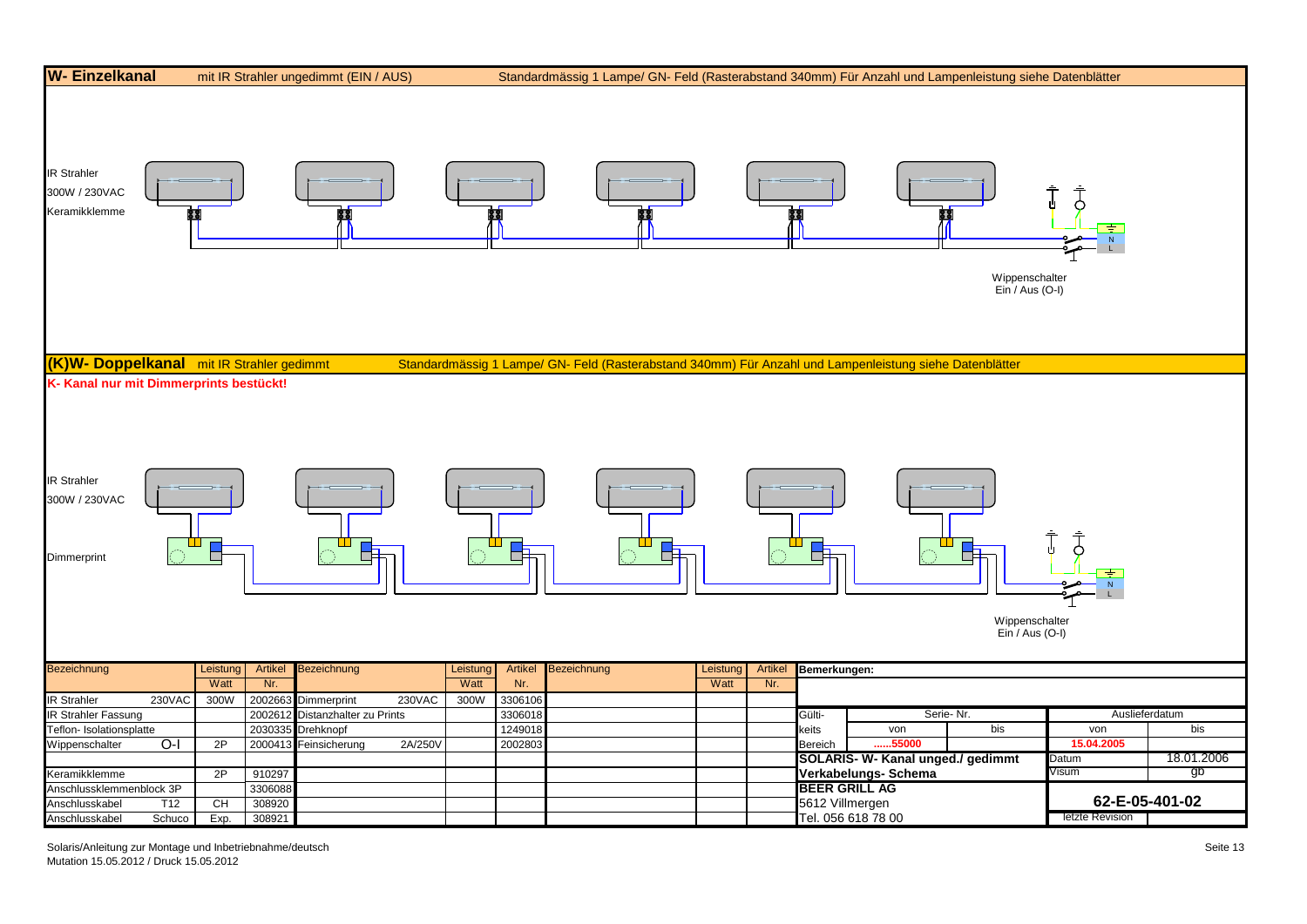## W- Einzelkanal

mit IR Strahler ungedimmt (EIN / AUS)

Standardmässig 1 Lampe/ GN- Feld (Rasterabstand 340mm) Für Anzahl und Lampenleistung siehe Datenblätter

IR Strahler
300W / 230VAC
Keramikklemme

N
L

Wippenschalter
Ein / Aus (O-I)

## (K)W- Doppelkanal

mit IR Strahler gedimmt

Standardmässig 1 Lampe/ GN- Feld (Rasterabstand 340mm) Für Anzahl und Lampenleistung siehe Datenblätter

**K- Kanal nur mit Dimmerprints bestückt!**

IR Strahler
300W / 230VAC

Dimmerprint

N
L

Wippenschalter
Ein / Aus (O-I)

| Bezeichnung | | Leistung Watt | Artikel Nr. | Bezeichnung | | Leistung Watt | Artikel Nr. | Bezeichnung | Leistung Watt | Artikel Nr. |
|---|---|---|---|---|---|---|---|---|---|---|
| IR Strahler | 230VAC | 300W | 2002663 | Dimmerprint | 230VAC | 300W | 3306106 | | | |
| IR Strahler Fassung | | | 2002612 | Distanzhalter zu Prints | | | 3306018 | | | |
| Teflon- Isolationsplatte | | | 2030335 | Drehknopf | | | 1249018 | | | |
| Wippenschalter | O-I | 2P | 2000413 | Feinsicherung | 2A/250V | | 2002803 | | | |
| | | | | | | | | | | |
| Keramikklemme | | 2P | 910297 | | | | | | | |
| Anschlussklemmenblock 3P | | | 3306088 | | | | | | | |
| Anschlusskabel | T12 | CH | 308920 | | | | | | | |
| Anschlusskabel | Schuco | Exp. | 308921 | | | | | | | |

**Bemerkungen:**

| Gültigkeits Bereich | Serie- Nr. von | Serie- Nr. bis | Auslieferdatum von | Auslieferdatum bis |
|---|---|---|---|---|
| | ......55000 | | 15.04.2005 | |

**SOLARIS- W- Kanal unged./ gedimmt**
**Verkabelungs- Schema**

Datum: 18.01.2006
Visum: gb

**BEER GRILL AG**
5612 Villmergen
Tel. 056 618 78 00

**62-E-05-401-02**

letzte Revision

Solaris/Anleitung zur Montage und Inbetriebnahme/deutsch
Mutation 15.05.2012 / Druck 15.05.2012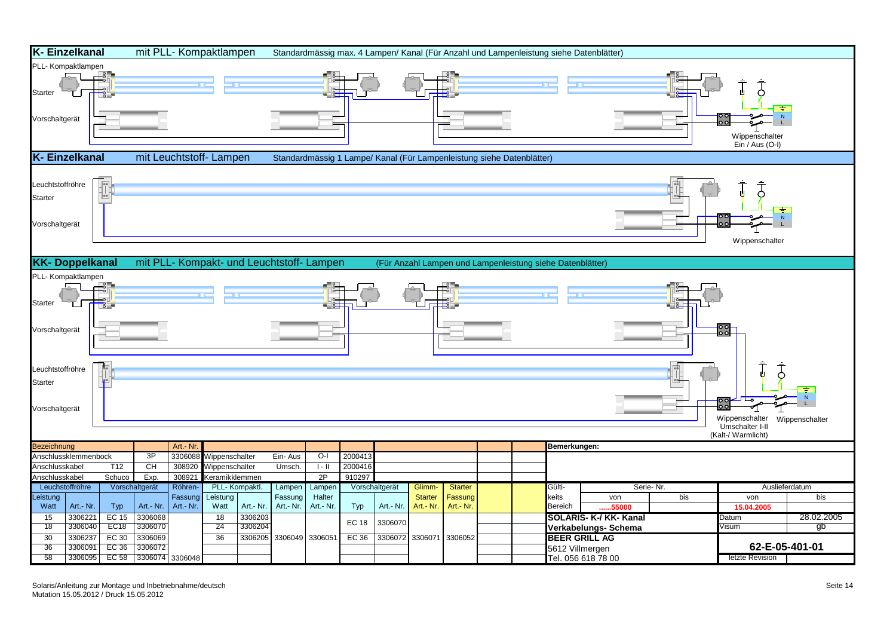## K- Einzelkanal mit PLL- Kompaktlampen

Standardmässig max. 4 Lampen/ Kanal (Für Anzahl und Lampenleistung siehe Datenblätter)

PLL- Kompaktlampen

Starter

Vorschaltgerät

N
L

Wippenschalter
Ein / Aus (O-I)

## K- Einzelkanal mit Leuchtstoff- Lampen

Standardmässig 1 Lampe/ Kanal (Für Lampenleistung siehe Datenblätter)

Leuchtstoffröhre

Starter

Vorschaltgerät

N
L

Wippenschalter

## KK- Doppelkanal mit PLL- Kompakt- und Leuchtstoff- Lampen

(Für Anzahl Lampen und Lampenleistung siehe Datenblätter)

PLL- Kompaktlampen

Starter

Vorschaltgerät

Leuchtstoffröhre

Starter

Vorschaltgerät

N
L

Wippenschalter
Umschalter I-II
(Kalt-/ Warmlicht)

Wippenschalter

| Bezeichnung | | | Art.- Nr. | | | | | |
|---|---|---|---|---|---|---|---|---|
| Anschlussklemmenbock | | 3P | 3306088 | Wippenschalter | Ein- Aus | O-I | 2000413 | |
| Anschlusskabel | T12 | CH | 308920 | Wippenschalter | Umsch. | I - II | 2000416 | |
| Anschlusskabel | Schuco | Exp. | 308921 | Keramikklemmen | | 2P | 910297 | |

| Leuchtstoffröhre | | Vorschaltgerät | | Röhren- Fassung | PLL- Kompaktl. | | Lampen Fassung | Lampen Halter | Vorschaltgerät | | Glimm- Starter | Starter Fassung |
|---|---|---|---|---|---|---|---|---|---|---|---|---|
| Leistung Watt | Art.- Nr. | Typ | Art.- Nr. | Art.- Nr. | Leistung Watt | Art.- Nr. | Art.- Nr. | Art.- Nr. | Typ | Art.- Nr. | Art.- Nr. | Art.- Nr. |
| 15 | 3306221 | EC 15 | 3306068 | | 18 | 3306203 | | | EC 18 | 3306070 | | |
| 18 | 3306040 | EC18 | 3306070 | | 24 | 3306204 | | | | | | |
| 30 | 3306237 | EC 30 | 3306069 | | 36 | 3306205 | 3306049 | 3306051 | EC 36 | 3306072 | 3306071 | 3306052 |
| 36 | 3306091 | EC 36 | 3306072 | | | | | | | | | |
| 58 | 3306095 | EC 58 | 3306074 | 3306048 | | | | | | | | |

**Bemerkungen:**

| Gültikeits Bereich | Serie- Nr. von | bis | Auslieferdatum von | bis |
|---|---|---|---|---|
| | ......55000 | | 15.04.2005 | |

**SOLARIS- K-/ KK- Kanal Verkabelungs- Schema**

**BEER GRILL AG**
5612 Villmergen
Tel. 056 618 78 00

Datum 28.02.2005
Visum gb

**62-E-05-401-01**

letzte Revision

Solaris/Anleitung zur Montage und Inbetriebnahme/deutsch
Mutation 15.05.2012 / Druck 15.05.2012